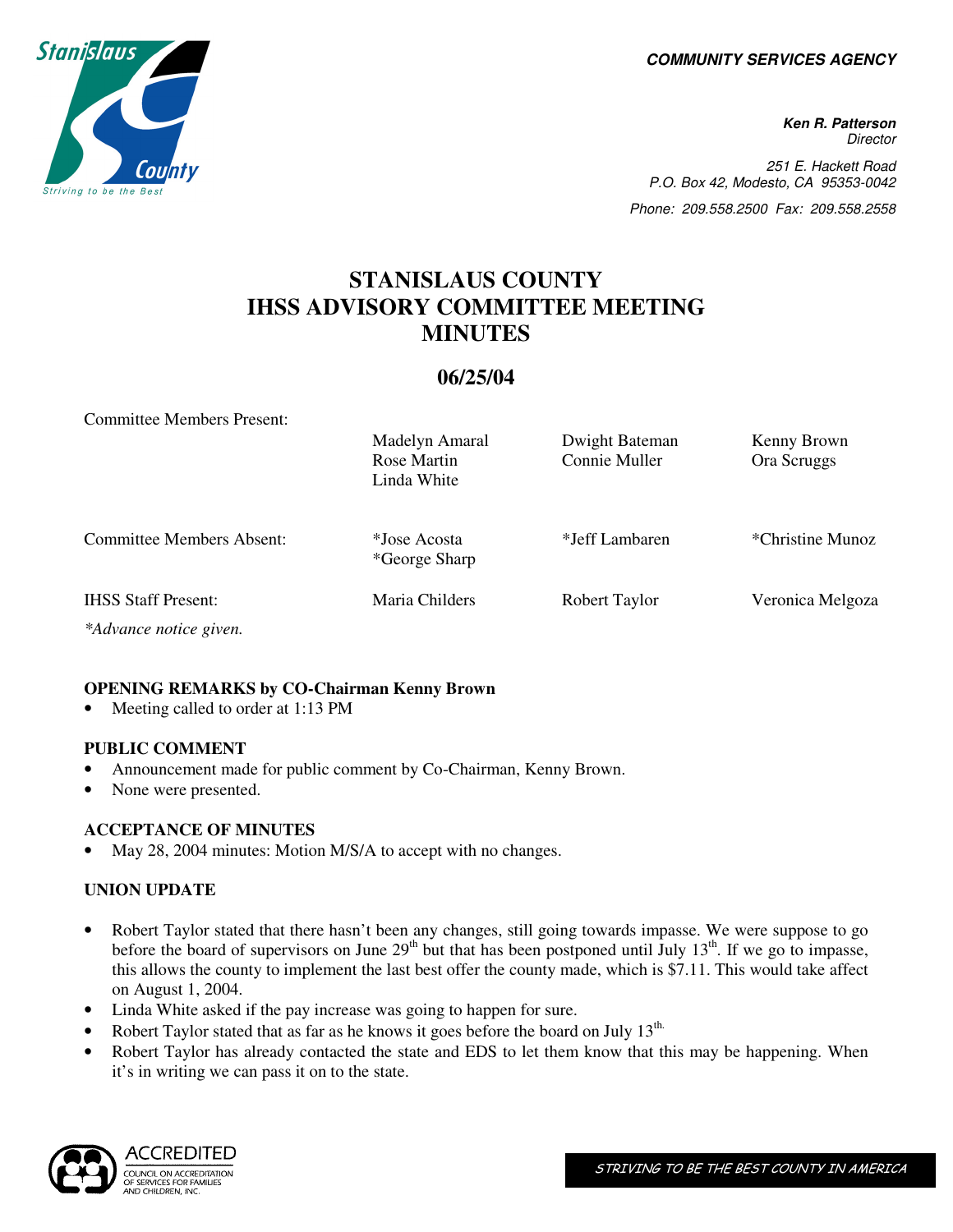**COMMUNITY SERVICES AGENCY**

**Ken R. Patterson**
*Director*

251 E. Hackett Road
P.O. Box 42, Modesto, CA 95353-0042
Phone: 209.558.2500 Fax: 209.558.2558

# STANISLAUS COUNTY IHSS ADVISORY COMMITTEE MEETING MINUTES

## 06/25/04

| | | | |
|---|---|---|---|
| Committee Members Present: | Madelyn Amaral<br>Rose Martin<br>Linda White | Dwight Bateman<br>Connie Muller | Kenny Brown<br>Ora Scruggs |
| Committee Members Absent: | *Jose Acosta<br>*George Sharp | *Jeff Lambaren | *Christine Munoz |
| IHSS Staff Present: | Maria Childers | Robert Taylor | Veronica Melgoza |

*\*Advance notice given.*

### OPENING REMARKS by CO-Chairman Kenny Brown

- Meeting called to order at 1:13 PM

### PUBLIC COMMENT

- Announcement made for public comment by Co-Chairman, Kenny Brown.
- None were presented.

### ACCEPTANCE OF MINUTES

- May 28, 2004 minutes: Motion M/S/A to accept with no changes.

### UNION UPDATE

- Robert Taylor stated that there hasn't been any changes, still going towards impasse. We were suppose to go before the board of supervisors on June 29th but that has been postponed until July 13th. If we go to impasse, this allows the county to implement the last best offer the county made, which is $7.11. This would take affect on August 1, 2004.
- Linda White asked if the pay increase was going to happen for sure.
- Robert Taylor stated that as far as he knows it goes before the board on July 13th.
- Robert Taylor has already contacted the state and EDS to let them know that this may be happening. When it's in writing we can pass it on to the state.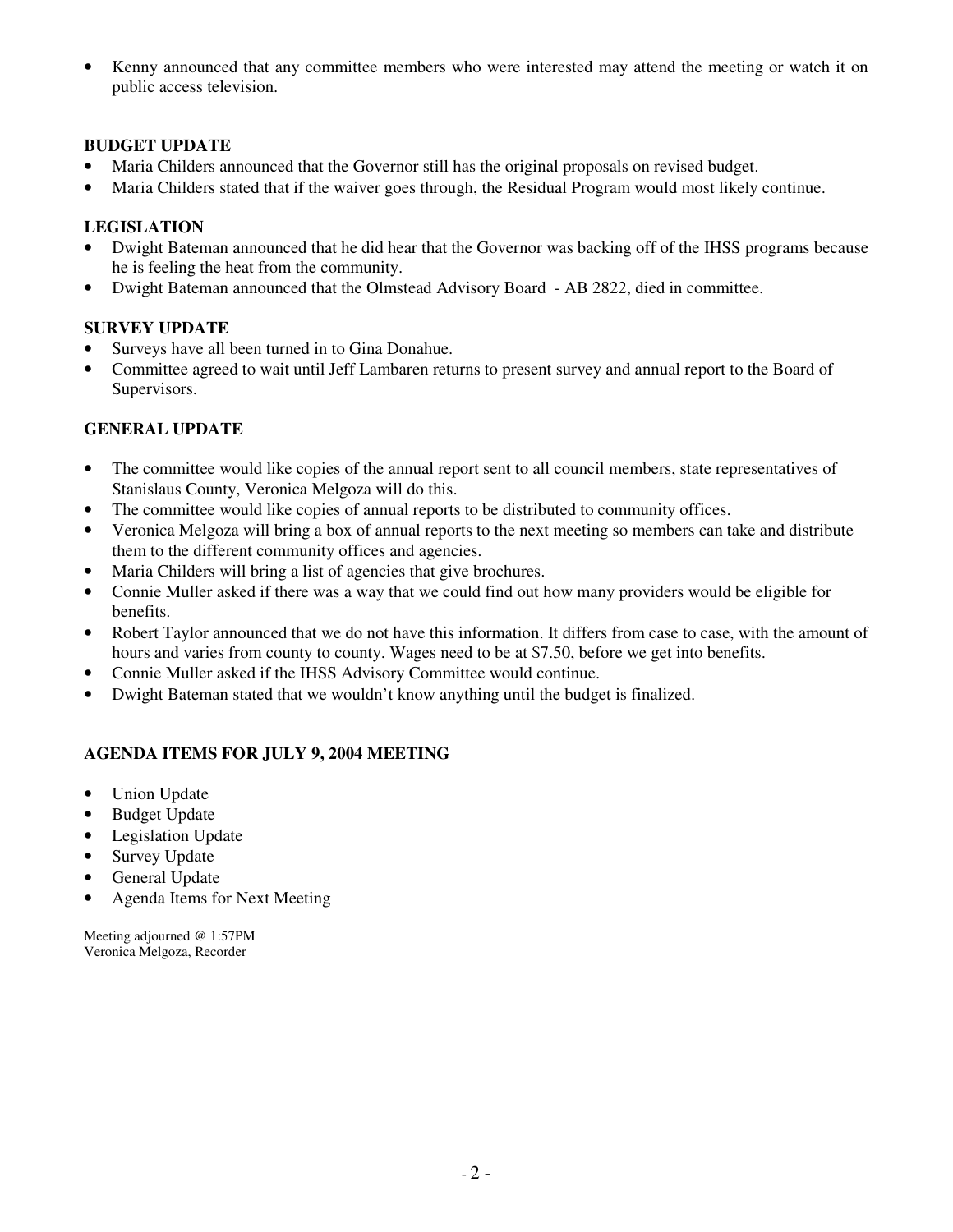- Kenny announced that any committee members who were interested may attend the meeting or watch it on public access television.

**BUDGET UPDATE**

- Maria Childers announced that the Governor still has the original proposals on revised budget.
- Maria Childers stated that if the waiver goes through, the Residual Program would most likely continue.

**LEGISLATION**

- Dwight Bateman announced that he did hear that the Governor was backing off of the IHSS programs because he is feeling the heat from the community.
- Dwight Bateman announced that the Olmstead Advisory Board - AB 2822, died in committee.

**SURVEY UPDATE**

- Surveys have all been turned in to Gina Donahue.
- Committee agreed to wait until Jeff Lambaren returns to present survey and annual report to the Board of Supervisors.

**GENERAL UPDATE**

- The committee would like copies of the annual report sent to all council members, state representatives of Stanislaus County, Veronica Melgoza will do this.
- The committee would like copies of annual reports to be distributed to community offices.
- Veronica Melgoza will bring a box of annual reports to the next meeting so members can take and distribute them to the different community offices and agencies.
- Maria Childers will bring a list of agencies that give brochures.
- Connie Muller asked if there was a way that we could find out how many providers would be eligible for benefits.
- Robert Taylor announced that we do not have this information. It differs from case to case, with the amount of hours and varies from county to county. Wages need to be at $7.50, before we get into benefits.
- Connie Muller asked if the IHSS Advisory Committee would continue.
- Dwight Bateman stated that we wouldn't know anything until the budget is finalized.

**AGENDA ITEMS FOR JULY 9, 2004 MEETING**

- Union Update
- Budget Update
- Legislation Update
- Survey Update
- General Update
- Agenda Items for Next Meeting

Meeting adjourned @ 1:57PM
Veronica Melgoza, Recorder